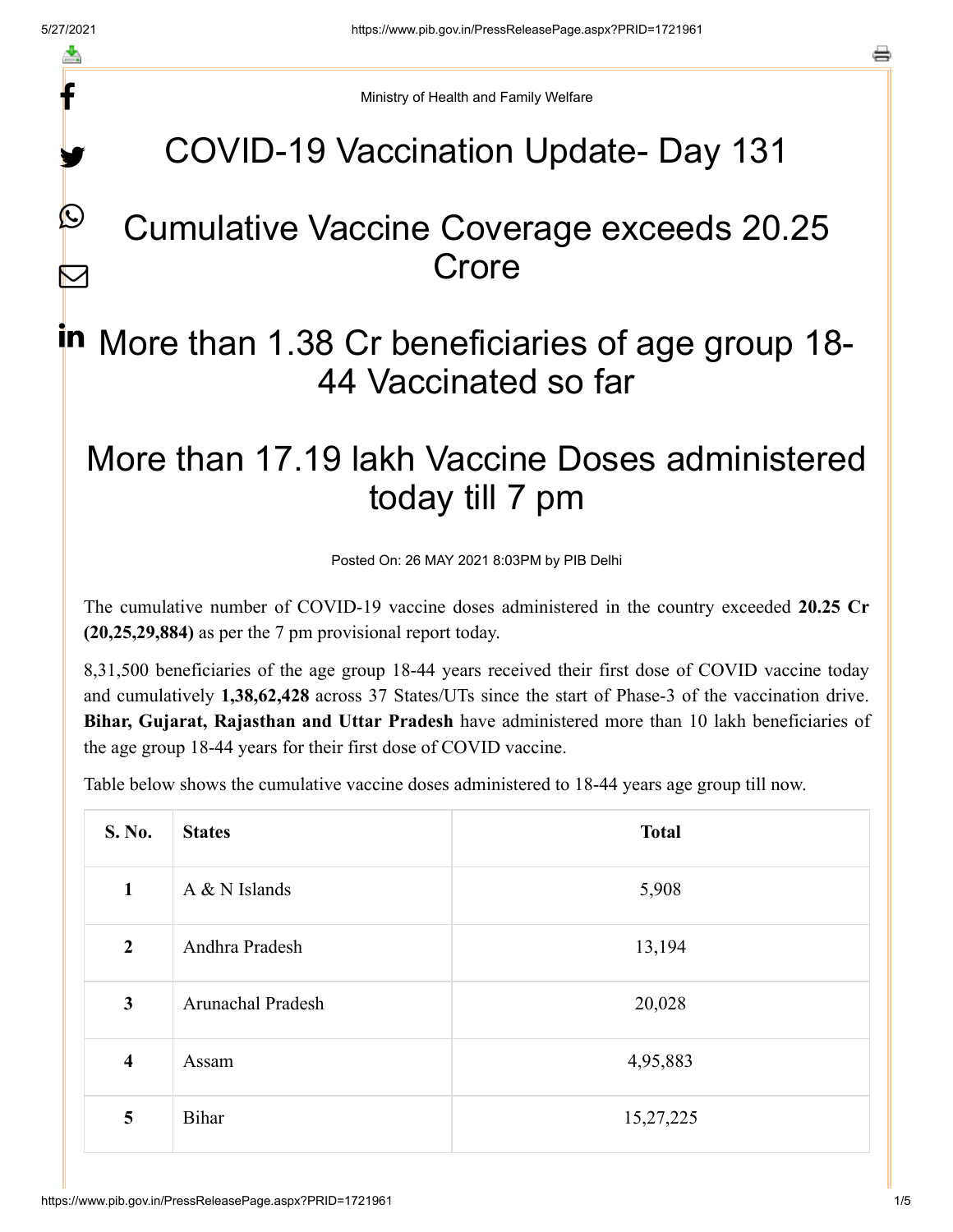Ministry of Health and Family Welfare

# COVID-19 Vaccination Update- Day 131

# Cumulative Vaccine Coverage exceeds 20.25 Crore

# More than 1.38 Cr beneficiaries of age group 18-44 Vaccinated so far

# More than 17.19 lakh Vaccine Doses administered today till 7 pm

Posted On: 26 MAY 2021 8:03PM by PIB Delhi

The cumulative number of COVID-19 vaccine doses administered in the country exceeded **20.25 Cr (20,25,29,884)** as per the 7 pm provisional report today.

8,31,500 beneficiaries of the age group 18-44 years received their first dose of COVID vaccine today and cumulatively **1,38,62,428** across 37 States/UTs since the start of Phase-3 of the vaccination drive. **Bihar, Gujarat, Rajasthan and Uttar Pradesh** have administered more than 10 lakh beneficiaries of the age group 18-44 years for their first dose of COVID vaccine.

Table below shows the cumulative vaccine doses administered to 18-44 years age group till now.

| S. No. | States | Total |
|---|---|---|
| 1 | A & N Islands | 5,908 |
| 2 | Andhra Pradesh | 13,194 |
| 3 | Arunachal Pradesh | 20,028 |
| 4 | Assam | 4,95,883 |
| 5 | Bihar | 15,27,225 |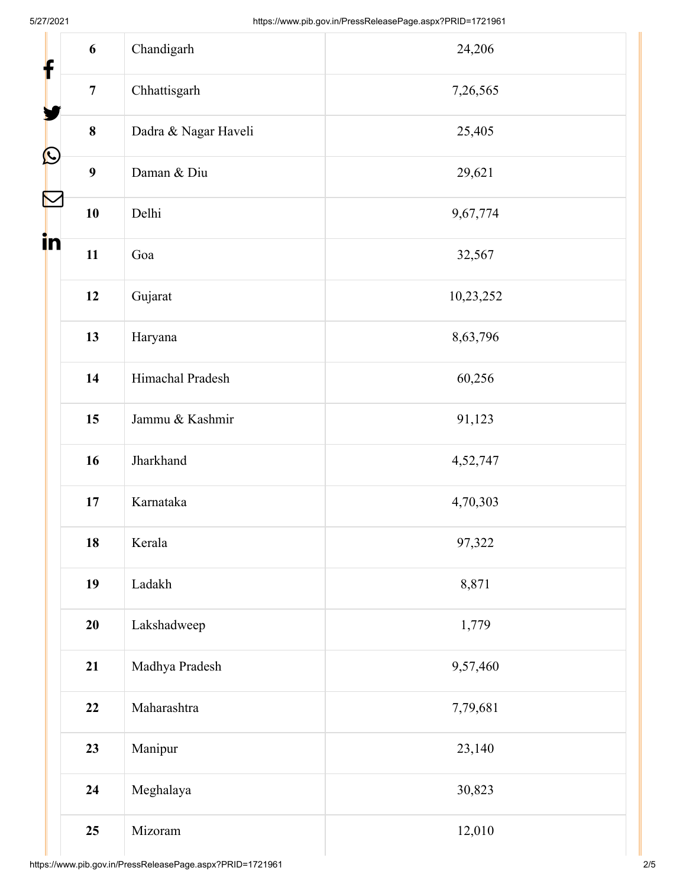| 6 | Chandigarh | 24,206 |
|---|---|---|
| 7 | Chhattisgarh | 7,26,565 |
| 8 | Dadra & Nagar Haveli | 25,405 |
| 9 | Daman & Diu | 29,621 |
| 10 | Delhi | 9,67,774 |
| 11 | Goa | 32,567 |
| 12 | Gujarat | 10,23,252 |
| 13 | Haryana | 8,63,796 |
| 14 | Himachal Pradesh | 60,256 |
| 15 | Jammu & Kashmir | 91,123 |
| 16 | Jharkhand | 4,52,747 |
| 17 | Karnataka | 4,70,303 |
| 18 | Kerala | 97,322 |
| 19 | Ladakh | 8,871 |
| 20 | Lakshadweep | 1,779 |
| 21 | Madhya Pradesh | 9,57,460 |
| 22 | Maharashtra | 7,79,681 |
| 23 | Manipur | 23,140 |
| 24 | Meghalaya | 30,823 |
| 25 | Mizoram | 12,010 |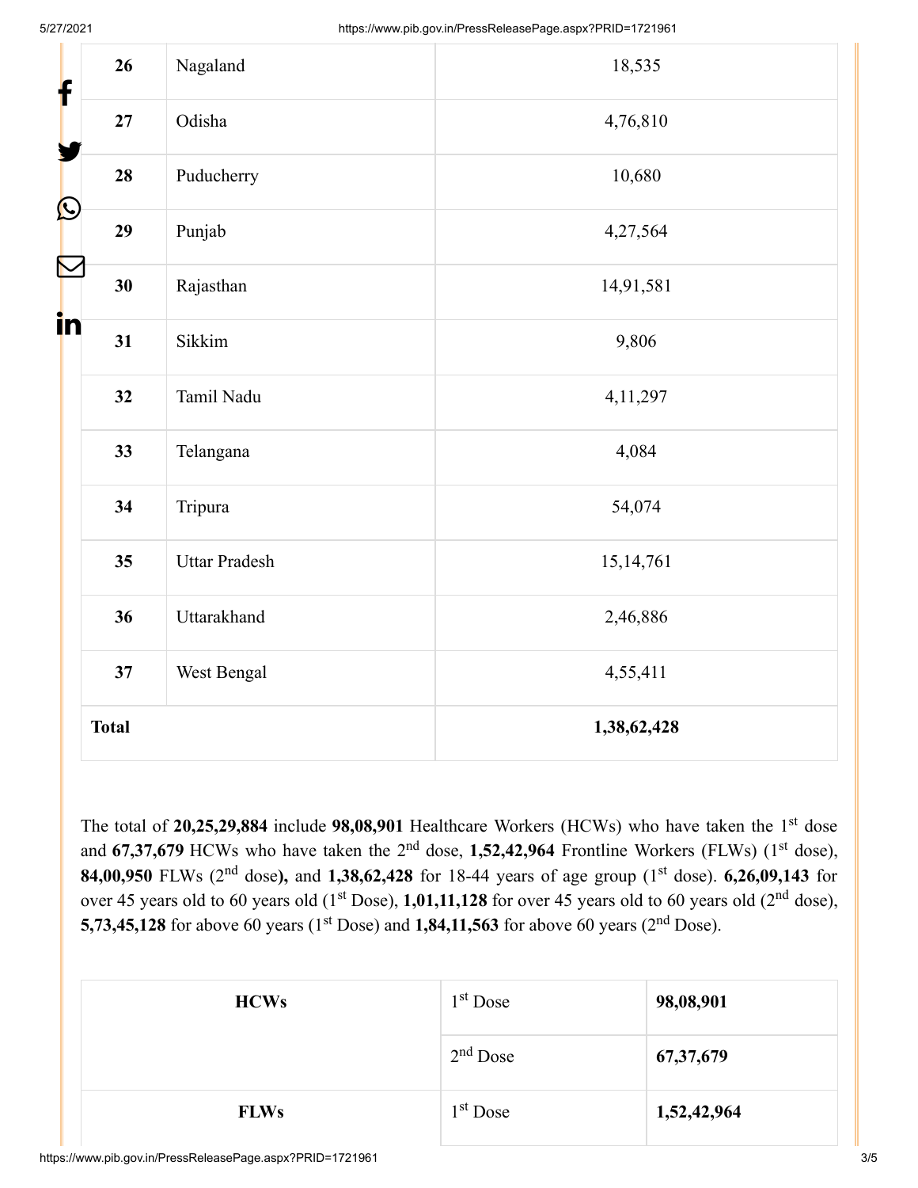| 26 | Nagaland | 18,535 |
|---|---|---|
| 27 | Odisha | 4,76,810 |
| 28 | Puducherry | 10,680 |
| 29 | Punjab | 4,27,564 |
| 30 | Rajasthan | 14,91,581 |
| 31 | Sikkim | 9,806 |
| 32 | Tamil Nadu | 4,11,297 |
| 33 | Telangana | 4,084 |
| 34 | Tripura | 54,074 |
| 35 | Uttar Pradesh | 15,14,761 |
| 36 | Uttarakhand | 2,46,886 |
| 37 | West Bengal | 4,55,411 |
| **Total** | | **1,38,62,428** |

The total of **20,25,29,884** include **98,08,901** Healthcare Workers (HCWs) who have taken the 1st dose and **67,37,679** HCWs who have taken the 2nd dose, **1,52,42,964** Frontline Workers (FLWs) (1st dose), **84,00,950** FLWs (2nd dose**),** and **1,38,62,428** for 18-44 years of age group (1st dose). **6,26,09,143** for over 45 years old to 60 years old (1st Dose), **1,01,11,128** for over 45 years old to 60 years old (2nd dose), **5,73,45,128** for above 60 years (1st Dose) and **1,84,11,563** for above 60 years (2nd Dose).

| **HCWs** | 1st Dose | **98,08,901** |
|---|---|---|
| | 2nd Dose | **67,37,679** |
| **FLWs** | 1st Dose | **1,52,42,964** |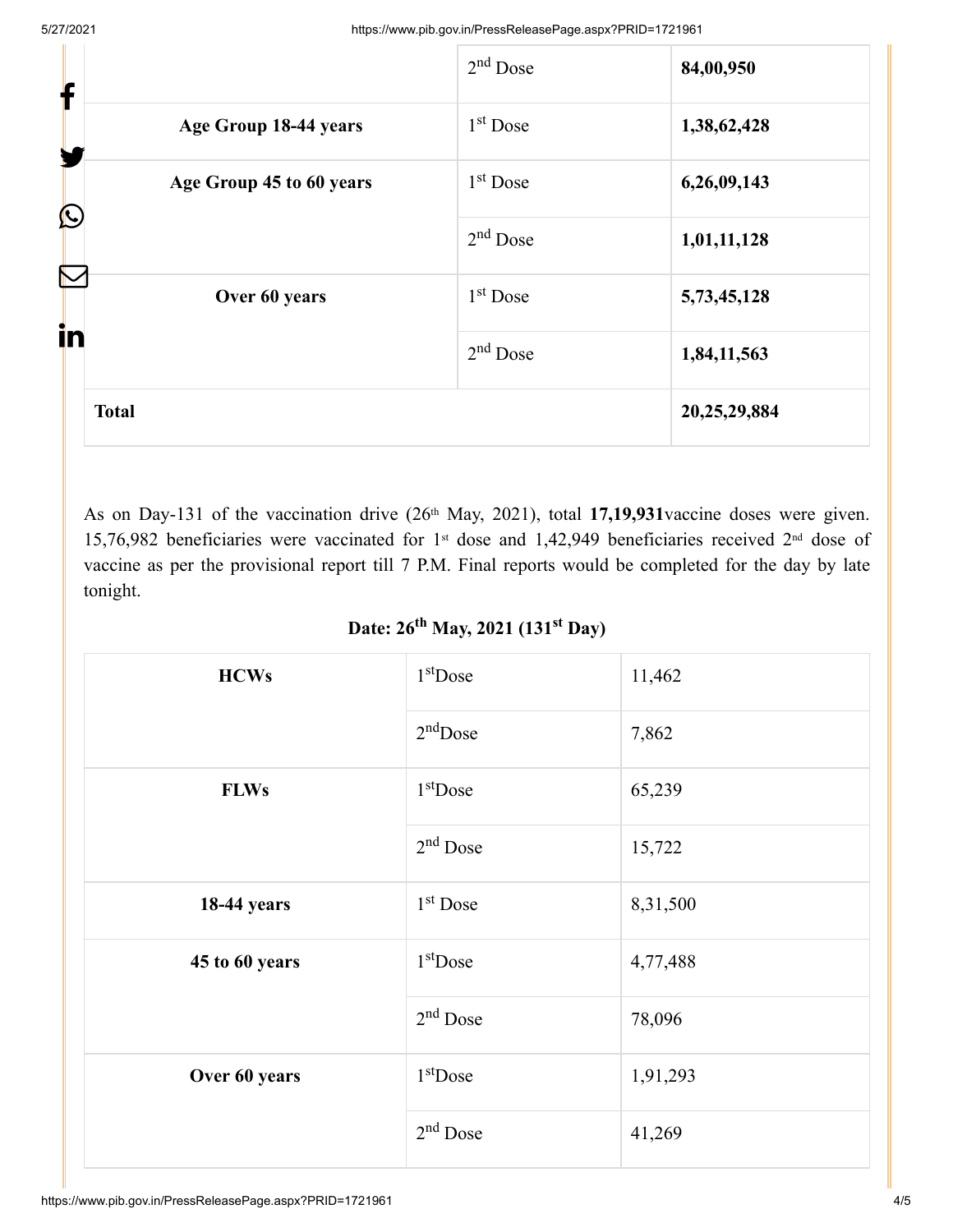| | | |
|---|---|---|
| | 2nd Dose | **84,00,950** |
| **Age Group 18-44 years** | 1st Dose | **1,38,62,428** |
| **Age Group 45 to 60 years** | 1st Dose | **6,26,09,143** |
| | 2nd Dose | **1,01,11,128** |
| **Over 60 years** | 1st Dose | **5,73,45,128** |
| | 2nd Dose | **1,84,11,563** |
| **Total** | | **20,25,29,884** |

As on Day-131 of the vaccination drive (26th May, 2021), total **17,19,931**vaccine doses were given. 15,76,982 beneficiaries were vaccinated for 1st dose and 1,42,949 beneficiaries received 2nd dose of vaccine as per the provisional report till 7 P.M. Final reports would be completed for the day by late tonight.

**Date: 26th May, 2021 (131st Day)**

| | | |
|---|---|---|
| **HCWs** | 1stDose | 11,462 |
| | 2ndDose | 7,862 |
| **FLWs** | 1stDose | 65,239 |
| | 2nd Dose | 15,722 |
| **18-44 years** | 1st Dose | 8,31,500 |
| **45 to 60 years** | 1stDose | 4,77,488 |
| | 2nd Dose | 78,096 |
| **Over 60 years** | 1stDose | 1,91,293 |
| | 2nd Dose | 41,269 |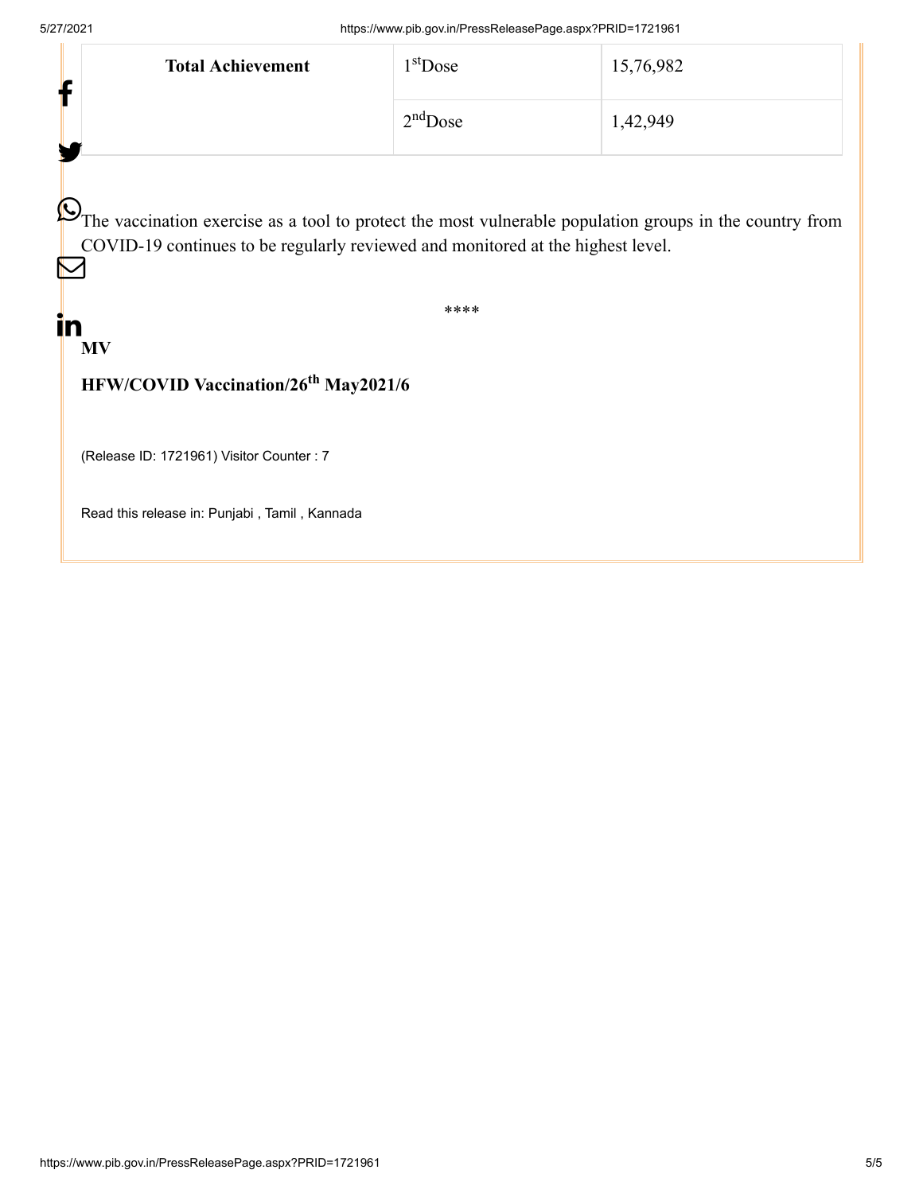| | | |
|---|---|---|
| **Total Achievement** | 1st Dose | 15,76,982 |
| | 2nd Dose | 1,42,949 |

The vaccination exercise as a tool to protect the most vulnerable population groups in the country from COVID-19 continues to be regularly reviewed and monitored at the highest level.

****

**MV**

**HFW/COVID Vaccination/26th May2021/6**

(Release ID: 1721961) Visitor Counter : 7

Read this release in: Punjabi , Tamil , Kannada